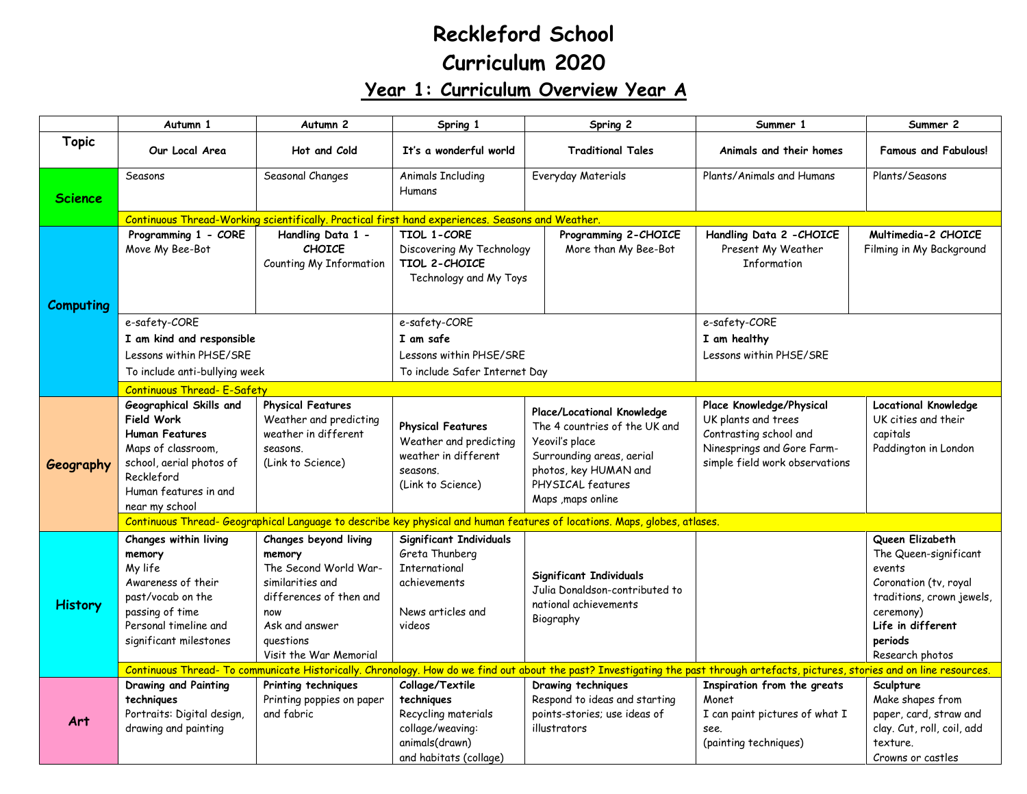# Reckleford School
# Curriculum 2020
## Year 1: Curriculum Overview Year A

| | Autumn 1 | Autumn 2 | Spring 1 | Spring 2 | Summer 1 | Summer 2 |
|---|---|---|---|---|---|---|
| **Topic** | Our Local Area | Hot and Cold | It's a wonderful world | Traditional Tales | Animals and their homes | Famous and Fabulous! |
| **Science** | Seasons | Seasonal Changes | Animals Including Humans | Everyday Materials | Plants/Animals and Humans | Plants/Seasons |
| | Continuous Thread-Working scientifically. Practical first hand experiences. Seasons and Weather. | | | | | |
| **Computing** | **Programming 1 - CORE** Move My Bee-Bot | **Handling Data 1 - CHOICE** Counting My Information | **TIOL 1-CORE** Discovering My Technology **TIOL 2-CHOICE** Technology and My Toys | **Programming 2-CHOICE** More than My Bee-Bot | **Handling Data 2 -CHOICE** Present My Weather Information | **Multimedia-2 CHOICE** Filming in My Background |
| | e-safety-CORE **I am kind and responsible** Lessons within PHSE/SRE To include anti-bullying week | | e-safety-CORE **I am safe** Lessons within PHSE/SRE To include Safer Internet Day | | e-safety-CORE **I am healthy** Lessons within PHSE/SRE | |
| | Continuous Thread- E-Safety | | | | | |
| **Geography** | **Geographical Skills and Field Work** **Human Features** Maps of classroom, school, aerial photos of Reckleford Human features in and near my school | **Physical Features** Weather and predicting weather in different seasons. (Link to Science) | **Physical Features** Weather and predicting weather in different seasons. (Link to Science) | **Place/Locational Knowledge** The 4 countries of the UK and Yeovil's place Surrounding areas, aerial photos, key HUMAN and PHYSICAL features Maps ,maps online | **Place Knowledge/Physical** UK plants and trees Contrasting school and Ninesprings and Gore Farm-simple field work observations | **Locational Knowledge** UK cities and their capitals Paddington in London |
| | Continuous Thread- Geographical Language to describe key physical and human features of locations. Maps, globes, atlases. | | | | | |
| **History** | **Changes within living memory** My life Awareness of their past/vocab on the passing of time Personal timeline and significant milestones | **Changes beyond living memory** The Second World War-similarities and differences of then and now Ask and answer questions Visit the War Memorial | **Significant Individuals** Greta Thunberg International achievements News articles and videos | **Significant Individuals** Julia Donaldson-contributed to national achievements Biography | | **Queen Elizabeth** The Queen-significant events Coronation (tv, royal traditions, crown jewels, ceremony) **Life in different periods** Research photos |
| | Continuous Thread- To communicate Historically. Chronology. How do we find out about the past? Investigating the past through artefacts, pictures, stories and on line resources. | | | | | |
| **Art** | **Drawing and Painting techniques** Portraits: Digital design, drawing and painting | **Printing techniques** Printing poppies on paper and fabric | **Collage/Textile techniques** Recycling materials collage/weaving: animals(drawn) and habitats (collage) | **Drawing techniques** Respond to ideas and starting points-stories; use ideas of illustrators | **Inspiration from the greats** Monet I can paint pictures of what I see. (painting techniques) | **Sculpture** Make shapes from paper, card, straw and clay. Cut, roll, coil, add texture. Crowns or castles |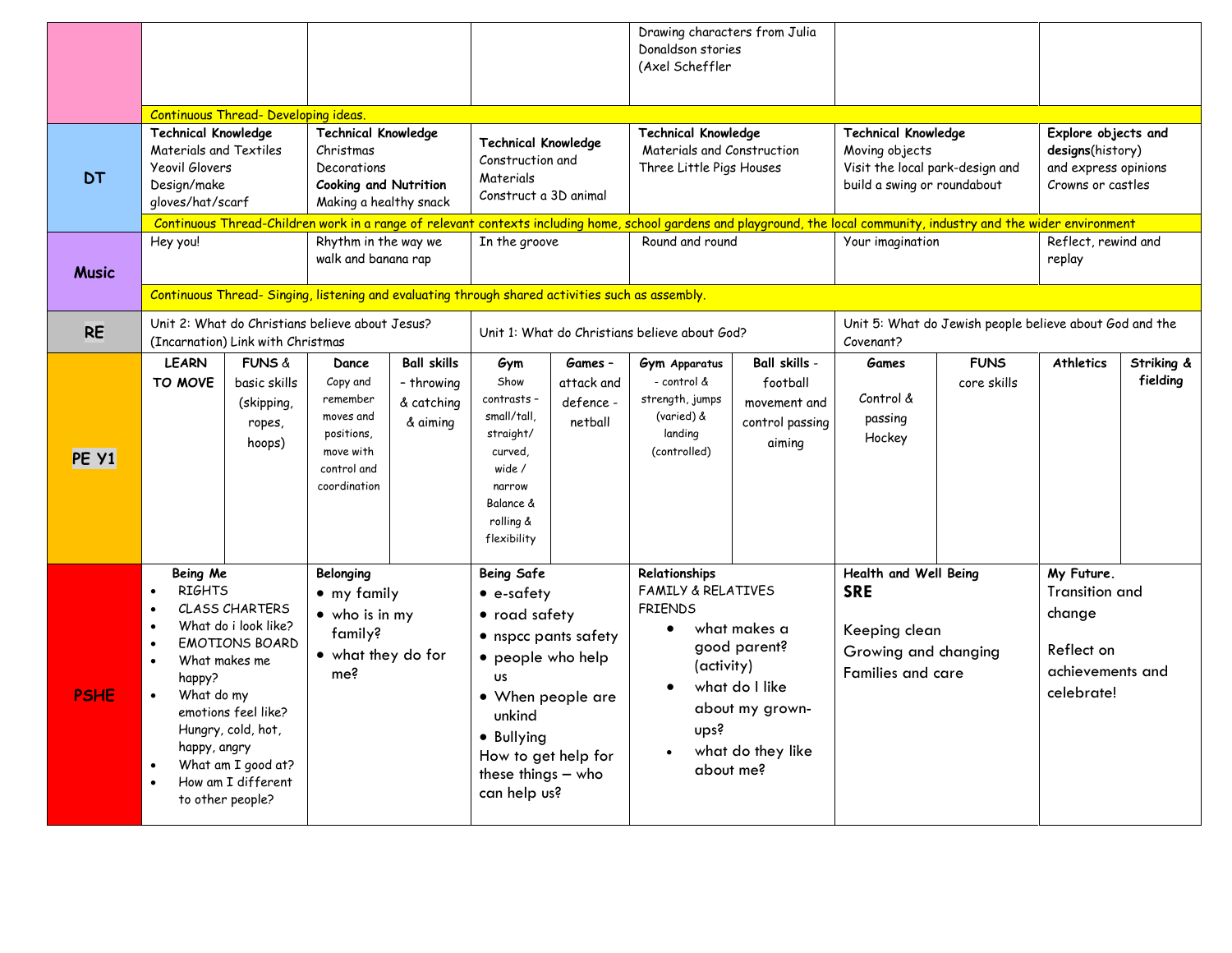| | | | | | | |
|---|---|---|---|---|---|---|
| | | | | Drawing characters from Julia Donaldson stories (Axel Scheffler | | |
| | Continuous Thread- Developing ideas. | | | | | |
| **DT** | **Technical Knowledge** Materials and Textiles Yeovil Glovers Design/make gloves/hat/scarf | **Technical Knowledge** Christmas Decorations **Cooking and Nutrition** Making a healthy snack | **Technical Knowledge** Construction and Materials Construct a 3D animal | **Technical Knowledge** Materials and Construction Three Little Pigs Houses | **Technical Knowledge** Moving objects Visit the local park-design and build a swing or roundabout | **Explore objects and designs**(history) and express opinions Crowns or castles |
| | Continuous Thread-Children work in a range of relevant contexts including home, school gardens and playground, the local community, industry and the wider environment | | | | | |
| **Music** | Hey you! | Rhythm in the way we walk and banana rap | In the groove | Round and round | Your imagination | Reflect, rewind and replay |
| | Continuous Thread- Singing, listening and evaluating through shared activities such as assembly. | | | | | |
| **RE** | Unit 2: What do Christians believe about Jesus? (Incarnation) Link with Christmas | | Unit 1: What do Christians believe about God? | | Unit 5: What do Jewish people believe about God and the Covenant? | |
| **PE Y1** | **LEARN TO MOVE** / **FUNS** & basic skills (skipping, ropes, hoops) | **Dance** Copy and remember moves and positions, move with control and coordination / **Ball skills** - throwing & catching & aiming | **Gym** Show contrasts - small/tall, straight/ curved, wide / narrow Balance & rolling & flexibility / **Games** - attack and defence - netball | **Gym** Apparatus - control & strength, jumps (varied) & landing (controlled) / **Ball skills** - football movement and control passing aiming | **Games** Control & passing Hockey / **FUNS** core skills | **Athletics** / **Striking & fielding** |
| **PSHE** | **Being Me** <br>• RIGHTS <br>• CLASS CHARTERS <br>• What do i look like? <br>• EMOTIONS BOARD <br>• What makes me happy? <br>• What do my emotions feel like? Hungry, cold, hot, happy, angry <br>• What am I good at? <br>• How am I different to other people? | **Belonging** <br>• my family <br>• who is in my family? <br>• what they do for me? | **Being Safe** <br>• e-safety <br>• road safety <br>• nspcc pants safety <br>• people who help us <br>• When people are unkind <br>• Bullying <br>How to get help for these things – who can help us? | **Relationships** FAMILY & RELATIVES FRIENDS <br>• what makes a good parent? (activity) <br>• what do I like about my grown-ups? <br>• what do they like about me? | **Health and Well Being** **SRE** <br>Keeping clean <br>Growing and changing <br>Families and care | **My Future.** Transition and change <br>Reflect on achievements and celebrate! |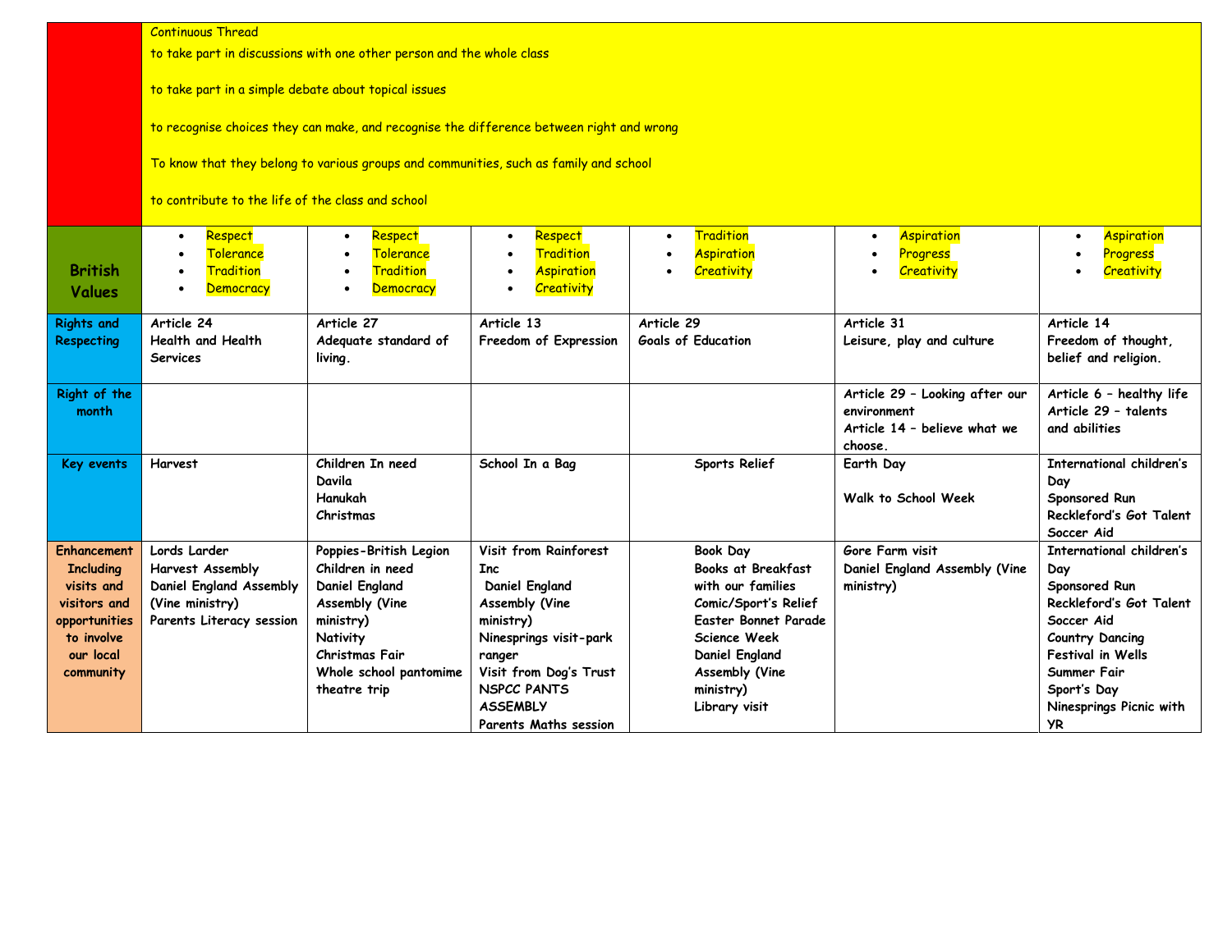| | | | | | | |
|---|---|---|---|---|---|---|
| | Continuous Thread<br>to take part in discussions with one other person and the whole class<br>to take part in a simple debate about topical issues<br>to recognise choices they can make, and recognise the difference between right and wrong<br>To know that they belong to various groups and communities, such as family and school<br>to contribute to the life of the class and school | | | | | |
| **British Values** | • Respect<br>• Tolerance<br>• Tradition<br>• Democracy | • Respect<br>• Tolerance<br>• Tradition<br>• Democracy | • Respect<br>• Tradition<br>• Aspiration<br>• Creativity | • Tradition<br>• Aspiration<br>• Creativity | • Aspiration<br>• Progress<br>• Creativity | • Aspiration<br>• Progress<br>• Creativity |
| **Rights and Respecting** | **Article 24**<br>**Health and Health Services** | **Article 27**<br>**Adequate standard of living.** | **Article 13**<br>**Freedom of Expression** | **Article 29**<br>**Goals of Education** | **Article 31**<br>**Leisure, play and culture** | **Article 14**<br>**Freedom of thought, belief and religion.** |
| **Right of the month** | | | | | **Article 29 – Looking after our environment**<br>**Article 14 – believe what we choose.** | **Article 6 – healthy life**<br>**Article 29 – talents and abilities** |
| **Key events** | **Harvest** | **Children In need**<br>**Davila**<br>**Hanukah**<br>**Christmas** | **School In a Bag** | **Sports Relief** | **Earth Day**<br><br>**Walk to School Week** | **International children's Day**<br>**Sponsored Run**<br>**Reckleford's Got Talent**<br>**Soccer Aid** |
| **Enhancement Including visits and visitors and opportunities to involve our local community** | **Lords Larder**<br>**Harvest Assembly**<br>**Daniel England Assembly (Vine ministry)**<br>**Parents Literacy session** | **Poppies-British Legion**<br>**Children in need**<br>**Daniel England Assembly (Vine ministry)**<br>**Nativity**<br>**Christmas Fair**<br>**Whole school pantomime theatre trip** | **Visit from Rainforest Inc**<br>**Daniel England Assembly (Vine ministry)**<br>**Ninesprings visit-park ranger**<br>**Visit from Dog's Trust**<br>**NSPCC PANTS ASSEMBLY**<br>**Parents Maths session** | **Book Day**<br>**Books at Breakfast with our families**<br>**Comic/Sport's Relief**<br>**Easter Bonnet Parade**<br>**Science Week**<br>**Daniel England Assembly (Vine ministry)**<br>**Library visit** | **Gore Farm visit**<br>**Daniel England Assembly (Vine ministry)** | **International children's Day**<br>**Sponsored Run**<br>**Reckleford's Got Talent**<br>**Soccer Aid**<br>**Country Dancing Festival in Wells**<br>**Summer Fair**<br>**Sport's Day**<br>**Ninesprings Picnic with YR** |